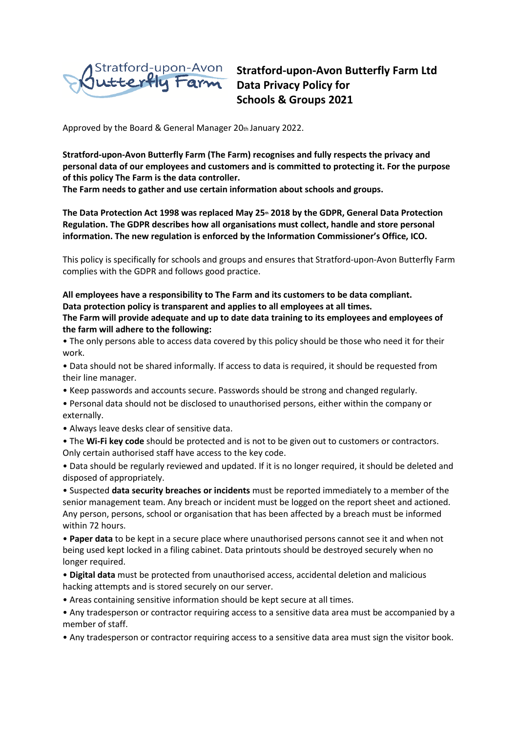# Stratford-upon-Avon Butterfly Farm Ltd Data Privacy Policy for Schools & Groups 2021

Approved by the Board & General Manager 20th January 2022.

**Stratford-upon-Avon Butterfly Farm (The Farm) recognises and fully respects the privacy and personal data of our employees and customers and is committed to protecting it. For the purpose of this policy The Farm is the data controller.**
**The Farm needs to gather and use certain information about schools and groups.**

**The Data Protection Act 1998 was replaced May 25th 2018 by the GDPR, General Data Protection Regulation. The GDPR describes how all organisations must collect, handle and store personal information. The new regulation is enforced by the Information Commissioner's Office, ICO.**

This policy is specifically for schools and groups and ensures that Stratford-upon-Avon Butterfly Farm complies with the GDPR and follows good practice.

**All employees have a responsibility to The Farm and its customers to be data compliant.**
**Data protection policy is transparent and applies to all employees at all times.**
**The Farm will provide adequate and up to date data training to its employees and employees of the farm will adhere to the following:**

- The only persons able to access data covered by this policy should be those who need it for their work.
- Data should not be shared informally. If access to data is required, it should be requested from their line manager.
- Keep passwords and accounts secure. Passwords should be strong and changed regularly.
- Personal data should not be disclosed to unauthorised persons, either within the company or externally.
- Always leave desks clear of sensitive data.
- The **Wi-Fi key code** should be protected and is not to be given out to customers or contractors. Only certain authorised staff have access to the key code.
- Data should be regularly reviewed and updated. If it is no longer required, it should be deleted and disposed of appropriately.
- Suspected **data security breaches or incidents** must be reported immediately to a member of the senior management team. Any breach or incident must be logged on the report sheet and actioned. Any person, persons, school or organisation that has been affected by a breach must be informed within 72 hours.
- **Paper data** to be kept in a secure place where unauthorised persons cannot see it and when not being used kept locked in a filing cabinet. Data printouts should be destroyed securely when no longer required.
- **Digital data** must be protected from unauthorised access, accidental deletion and malicious hacking attempts and is stored securely on our server.
- Areas containing sensitive information should be kept secure at all times.
- Any tradesperson or contractor requiring access to a sensitive data area must be accompanied by a member of staff.
- Any tradesperson or contractor requiring access to a sensitive data area must sign the visitor book.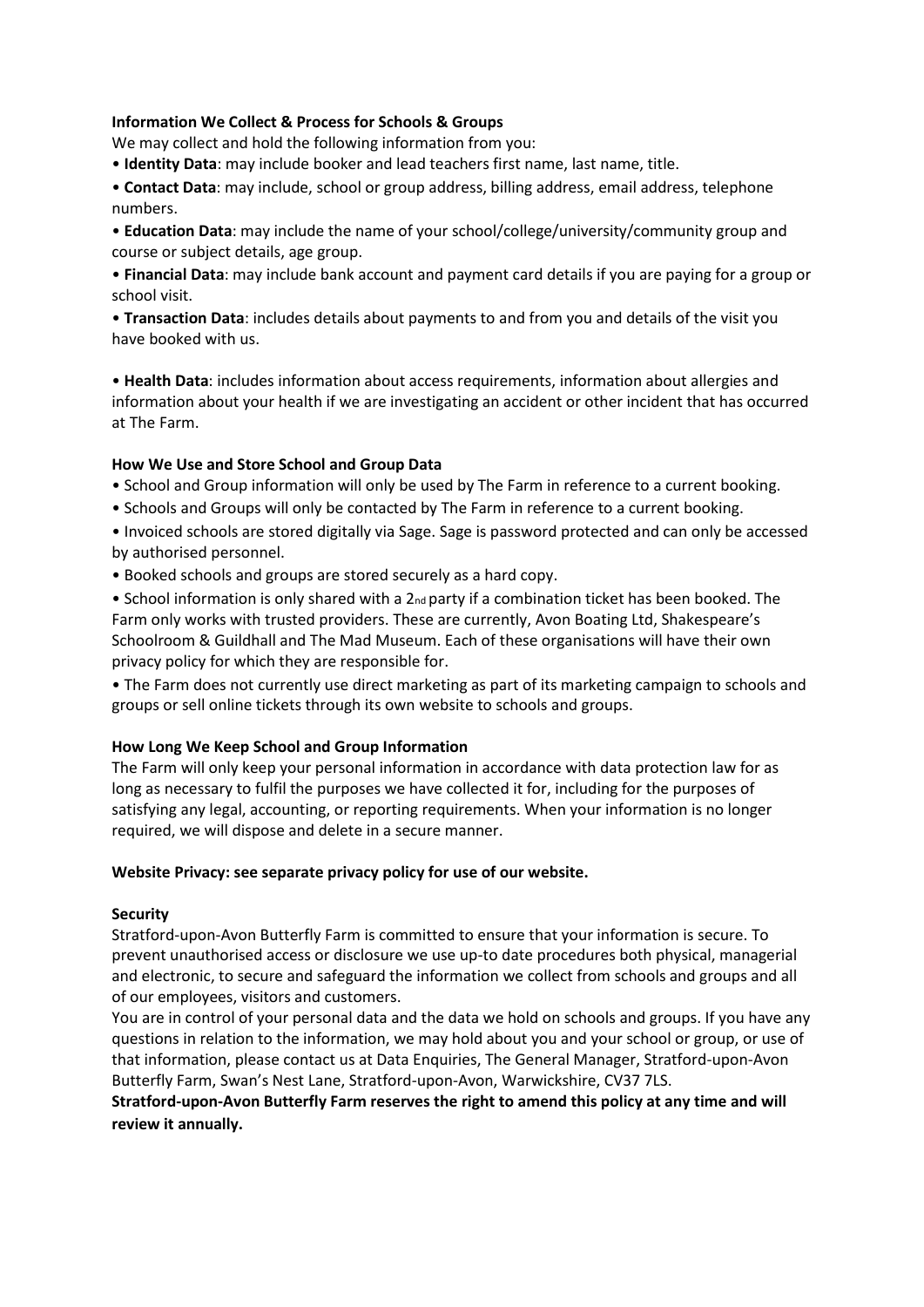**Information We Collect & Process for Schools & Groups**

We may collect and hold the following information from you:

- **Identity Data**: may include booker and lead teachers first name, last name, title.
- **Contact Data**: may include, school or group address, billing address, email address, telephone numbers.
- **Education Data**: may include the name of your school/college/university/community group and course or subject details, age group.
- **Financial Data**: may include bank account and payment card details if you are paying for a group or school visit.
- **Transaction Data**: includes details about payments to and from you and details of the visit you have booked with us.

- **Health Data**: includes information about access requirements, information about allergies and information about your health if we are investigating an accident or other incident that has occurred at The Farm.

**How We Use and Store School and Group Data**

- School and Group information will only be used by The Farm in reference to a current booking.
- Schools and Groups will only be contacted by The Farm in reference to a current booking.
- Invoiced schools are stored digitally via Sage. Sage is password protected and can only be accessed by authorised personnel.
- Booked schools and groups are stored securely as a hard copy.
- School information is only shared with a 2nd party if a combination ticket has been booked. The Farm only works with trusted providers. These are currently, Avon Boating Ltd, Shakespeare's Schoolroom & Guildhall and The Mad Museum. Each of these organisations will have their own privacy policy for which they are responsible for.
- The Farm does not currently use direct marketing as part of its marketing campaign to schools and groups or sell online tickets through its own website to schools and groups.

**How Long We Keep School and Group Information**

The Farm will only keep your personal information in accordance with data protection law for as long as necessary to fulfil the purposes we have collected it for, including for the purposes of satisfying any legal, accounting, or reporting requirements. When your information is no longer required, we will dispose and delete in a secure manner.

**Website Privacy: see separate privacy policy for use of our website.**

**Security**

Stratford-upon-Avon Butterfly Farm is committed to ensure that your information is secure. To prevent unauthorised access or disclosure we use up-to date procedures both physical, managerial and electronic, to secure and safeguard the information we collect from schools and groups and all of our employees, visitors and customers.

You are in control of your personal data and the data we hold on schools and groups. If you have any questions in relation to the information, we may hold about you and your school or group, or use of that information, please contact us at Data Enquiries, The General Manager, Stratford-upon-Avon Butterfly Farm, Swan's Nest Lane, Stratford-upon-Avon, Warwickshire, CV37 7LS.

**Stratford-upon-Avon Butterfly Farm reserves the right to amend this policy at any time and will review it annually.**